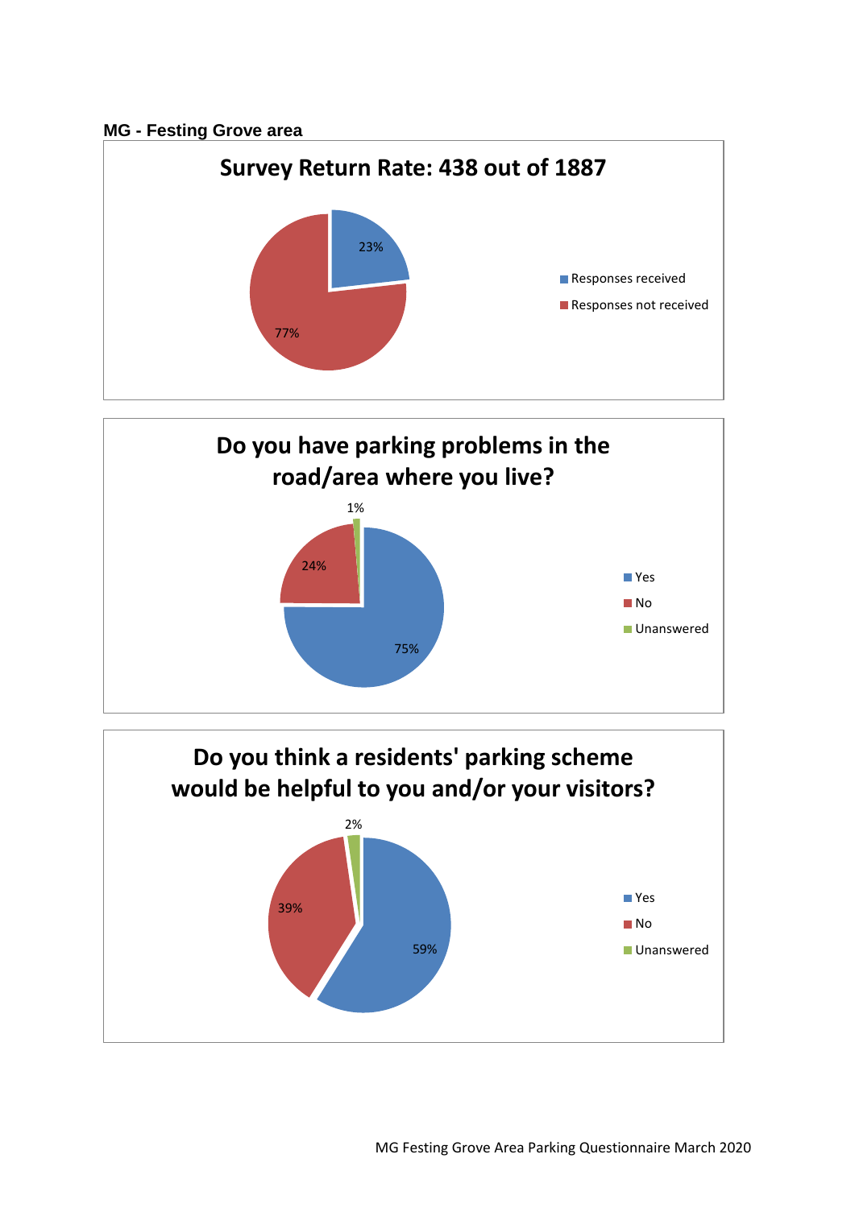**MG - Festing Grove area**

## Survey Return Rate: 438 out of 1887

| | % |
|---|---|
| Responses received | 23% |
| Responses not received | 77% |

## Do you have parking problems in the road/area where you live?

| | % |
|---|---|
| Yes | 75% |
| No | 24% |
| Unanswered | 1% |

## Do you think a residents' parking scheme would be helpful to you and/or your visitors?

| | % |
|---|---|
| Yes | 59% |
| No | 39% |
| Unanswered | 2% |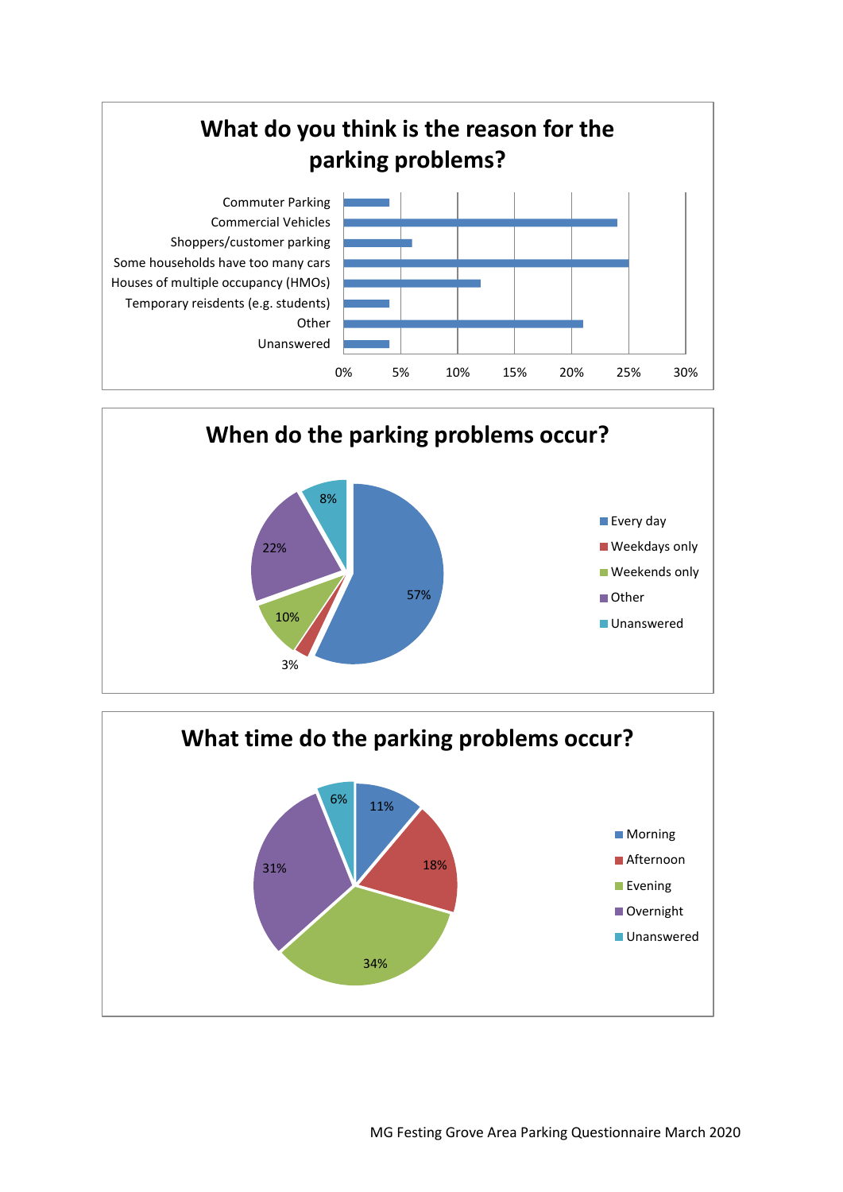## What do you think is the reason for the parking problems?

| Reason | Percentage (approx.) |
|---|---|
| Commuter Parking | 4% |
| Commercial Vehicles | 24% |
| Shoppers/customer parking | 6% |
| Some households have too many cars | 25% |
| Houses of multiple occupancy (HMOs) | 12% |
| Temporary reisdents (e.g. students) | 4% |
| Other | 21% |
| Unanswered | 4% |

## When do the parking problems occur?

| Response | Percentage |
|---|---|
| Every day | 57% |
| Weekdays only | 3% |
| Weekends only | 10% |
| Other | 22% |
| Unanswered | 8% |

## What time do the parking problems occur?

| Response | Percentage |
|---|---|
| Morning | 11% |
| Afternoon | 18% |
| Evening | 34% |
| Overnight | 31% |
| Unanswered | 6% |

MG Festing Grove Area Parking Questionnaire March 2020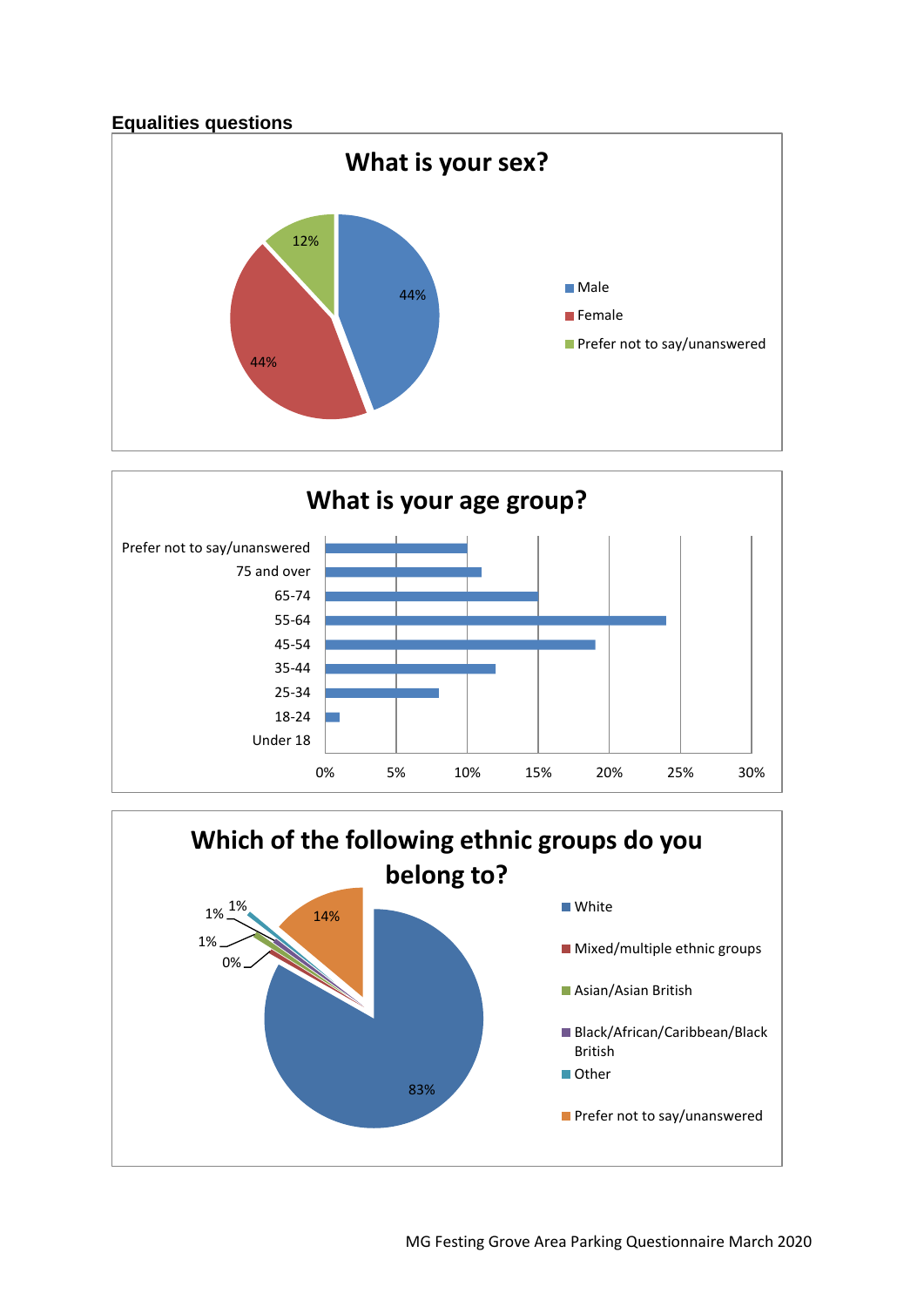## Equalities questions

### What is your sex?

| Response | Percentage |
| --- | --- |
| Male | 44% |
| Female | 44% |
| Prefer not to say/unanswered | 12% |

### What is your age group?

| Age group | Percentage |
| --- | --- |
| Prefer not to say/unanswered | 10% |
| 75 and over | 11% |
| 65-74 | 15% |
| 55-64 | 24% |
| 45-54 | 19% |
| 35-44 | 12% |
| 25-34 | 8% |
| 18-24 | 1% |
| Under 18 | 0% |

### Which of the following ethnic groups do you belong to?

| Ethnic group | Percentage |
| --- | --- |
| White | 83% |
| Mixed/multiple ethnic groups | 0% |
| Asian/Asian British | 1% |
| Black/African/Caribbean/Black British | 1% |
| Other | 1% |
| Prefer not to say/unanswered | 14% |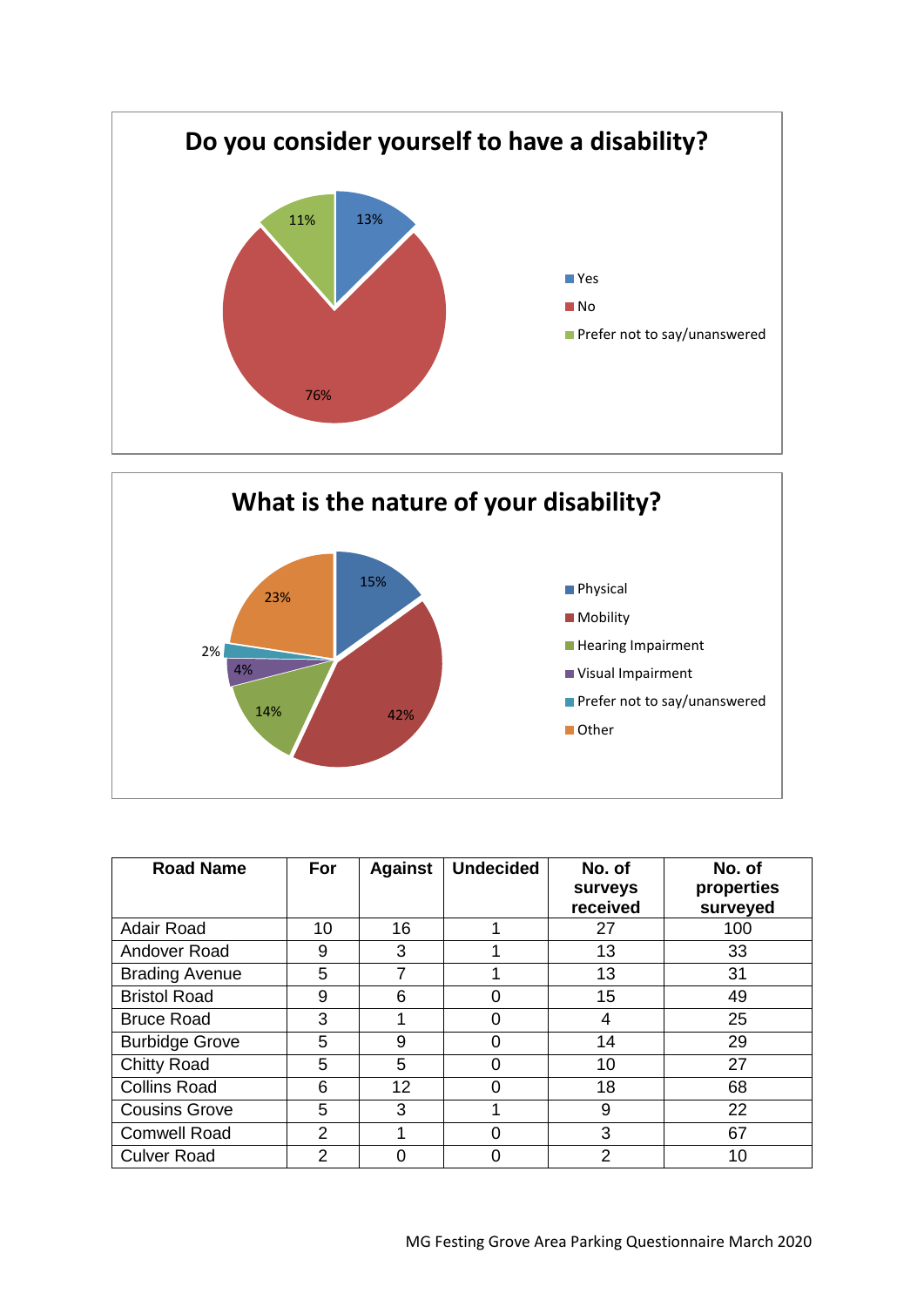## Do you consider yourself to have a disability?

- Yes: 13%
- No: 76%
- Prefer not to say/unanswered: 11%

## What is the nature of your disability?

- Physical: 15%
- Mobility: 42%
- Hearing Impairment: 14%
- Visual Impairment: 4%
- Prefer not to say/unanswered: 2%
- Other: 23%

| Road Name | For | Against | Undecided | No. of surveys received | No. of properties surveyed |
|---|---|---|---|---|---|
| Adair Road | 10 | 16 | 1 | 27 | 100 |
| Andover Road | 9 | 3 | 1 | 13 | 33 |
| Brading Avenue | 5 | 7 | 1 | 13 | 31 |
| Bristol Road | 9 | 6 | 0 | 15 | 49 |
| Bruce Road | 3 | 1 | 0 | 4 | 25 |
| Burbidge Grove | 5 | 9 | 0 | 14 | 29 |
| Chitty Road | 5 | 5 | 0 | 10 | 27 |
| Collins Road | 6 | 12 | 0 | 18 | 68 |
| Cousins Grove | 5 | 3 | 1 | 9 | 22 |
| Comwell Road | 2 | 1 | 0 | 3 | 67 |
| Culver Road | 2 | 0 | 0 | 2 | 10 |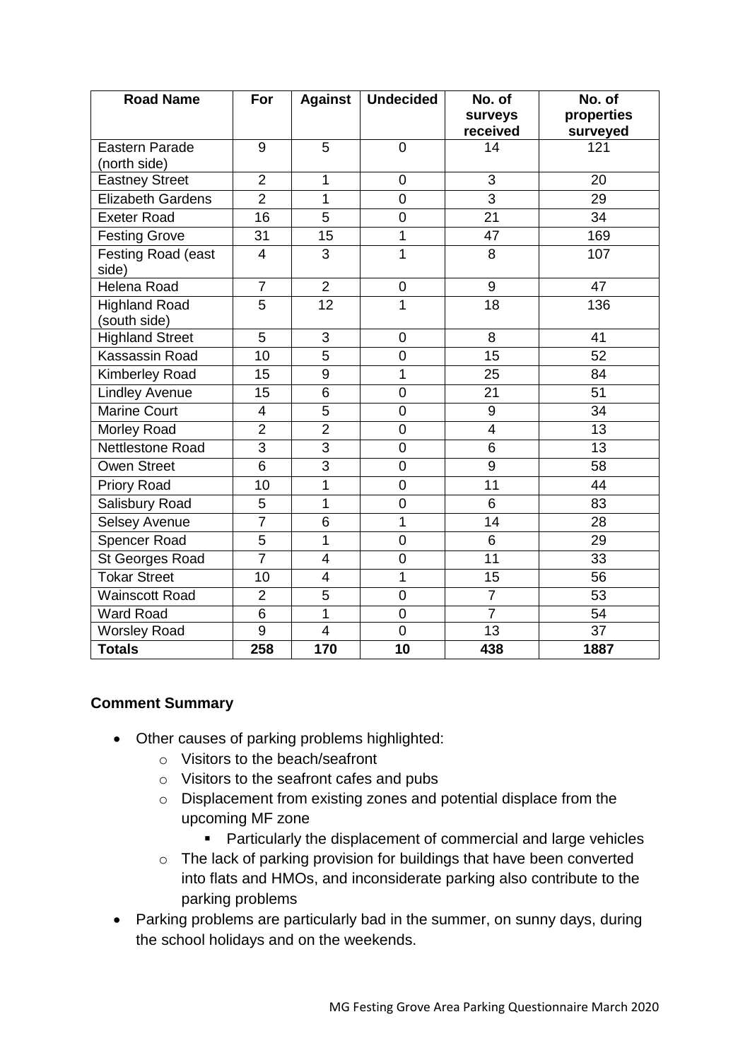| Road Name | For | Against | Undecided | No. of surveys received | No. of properties surveyed |
|---|---|---|---|---|---|
| Eastern Parade (north side) | 9 | 5 | 0 | 14 | 121 |
| Eastney Street | 2 | 1 | 0 | 3 | 20 |
| Elizabeth Gardens | 2 | 1 | 0 | 3 | 29 |
| Exeter Road | 16 | 5 | 0 | 21 | 34 |
| Festing Grove | 31 | 15 | 1 | 47 | 169 |
| Festing Road (east side) | 4 | 3 | 1 | 8 | 107 |
| Helena Road | 7 | 2 | 0 | 9 | 47 |
| Highland Road (south side) | 5 | 12 | 1 | 18 | 136 |
| Highland Street | 5 | 3 | 0 | 8 | 41 |
| Kassassin Road | 10 | 5 | 0 | 15 | 52 |
| Kimberley Road | 15 | 9 | 1 | 25 | 84 |
| Lindley Avenue | 15 | 6 | 0 | 21 | 51 |
| Marine Court | 4 | 5 | 0 | 9 | 34 |
| Morley Road | 2 | 2 | 0 | 4 | 13 |
| Nettlestone Road | 3 | 3 | 0 | 6 | 13 |
| Owen Street | 6 | 3 | 0 | 9 | 58 |
| Priory Road | 10 | 1 | 0 | 11 | 44 |
| Salisbury Road | 5 | 1 | 0 | 6 | 83 |
| Selsey Avenue | 7 | 6 | 1 | 14 | 28 |
| Spencer Road | 5 | 1 | 0 | 6 | 29 |
| St Georges Road | 7 | 4 | 0 | 11 | 33 |
| Tokar Street | 10 | 4 | 1 | 15 | 56 |
| Wainscott Road | 2 | 5 | 0 | 7 | 53 |
| Ward Road | 6 | 1 | 0 | 7 | 54 |
| Worsley Road | 9 | 4 | 0 | 13 | 37 |
| **Totals** | **258** | **170** | **10** | **438** | **1887** |

**Comment Summary**

- Other causes of parking problems highlighted:
  - Visitors to the beach/seafront
  - Visitors to the seafront cafes and pubs
  - Displacement from existing zones and potential displace from the upcoming MF zone
    - Particularly the displacement of commercial and large vehicles
  - The lack of parking provision for buildings that have been converted into flats and HMOs, and inconsiderate parking also contribute to the parking problems
- Parking problems are particularly bad in the summer, on sunny days, during the school holidays and on the weekends.